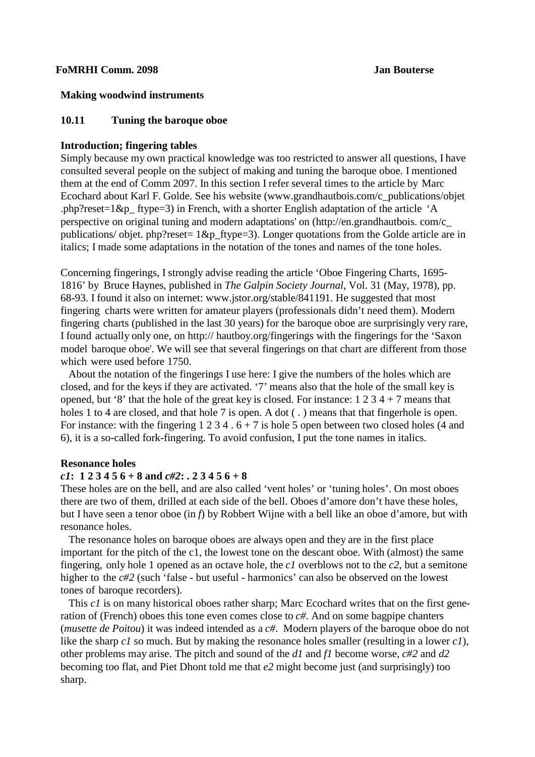**FoMRHI Comm. 2098** **Jan Bouterse**

**Making woodwind instruments**

## 10.11 Tuning the baroque oboe

### Introduction; fingering tables

Simply because my own practical knowledge was too restricted to answer all questions, I have consulted several people on the subject of making and tuning the baroque oboe. I mentioned them at the end of Comm 2097. In this section I refer several times to the article by Marc Ecochard about Karl F. Golde. See his website (www.grandhautbois.com/c_publications/objet .php?reset=1&p_ ftype=3) in French, with a shorter English adaptation of the article 'A perspective on original tuning and modern adaptations' on (http://en.grandhautbois. com/c_ publications/ objet. php?reset= 1&p_ftype=3). Longer quotations from the Golde article are in italics; I made some adaptations in the notation of the tones and names of the tone holes.

Concerning fingerings, I strongly advise reading the article 'Oboe Fingering Charts, 1695-1816' by Bruce Haynes, published in *The Galpin Society Journal*, Vol. 31 (May, 1978), pp. 68-93. I found it also on internet: www.jstor.org/stable/841191. He suggested that most fingering charts were written for amateur players (professionals didn't need them). Modern fingering charts (published in the last 30 years) for the baroque oboe are surprisingly very rare, I found actually only one, on http:// hautboy.org/fingerings with the fingerings for the 'Saxon model baroque oboe'. We will see that several fingerings on that chart are different from those which were used before 1750.

About the notation of the fingerings I use here: I give the numbers of the holes which are closed, and for the keys if they are activated. '7' means also that the hole of the small key is opened, but '8' that the hole of the great key is closed. For instance: 1 2 3 4 + 7 means that holes 1 to 4 are closed, and that hole 7 is open. A dot ( . ) means that that fingerhole is open. For instance: with the fingering 1 2 3 4 . 6 + 7 is hole 5 open between two closed holes (4 and 6), it is a so-called fork-fingering. To avoid confusion, I put the tone names in italics.

### Resonance holes

***c1*: 1 2 3 4 5 6 + 8 and *c#2*: . 2 3 4 5 6 + 8**

These holes are on the bell, and are also called 'vent holes' or 'tuning holes'. On most oboes there are two of them, drilled at each side of the bell. Oboes d'amore don't have these holes, but I have seen a tenor oboe (in *f*) by Robbert Wijne with a bell like an oboe d'amore, but with resonance holes.

The resonance holes on baroque oboes are always open and they are in the first place important for the pitch of the c1, the lowest tone on the descant oboe. With (almost) the same fingering, only hole 1 opened as an octave hole, the *c1* overblows not to the *c2*, but a semitone higher to the *c#2* (such 'false - but useful - harmonics' can also be observed on the lowest tones of baroque recorders).

This *c1* is on many historical oboes rather sharp; Marc Ecochard writes that on the first generation of (French) oboes this tone even comes close to *c#*. And on some bagpipe chanters (*musette de Poitou*) it was indeed intended as a *c#*. Modern players of the baroque oboe do not like the sharp *c1* so much. But by making the resonance holes smaller (resulting in a lower *c1*), other problems may arise. The pitch and sound of the *d1* and *f1* become worse, *c#2* and *d2* becoming too flat, and Piet Dhont told me that *e2* might become just (and surprisingly) too sharp.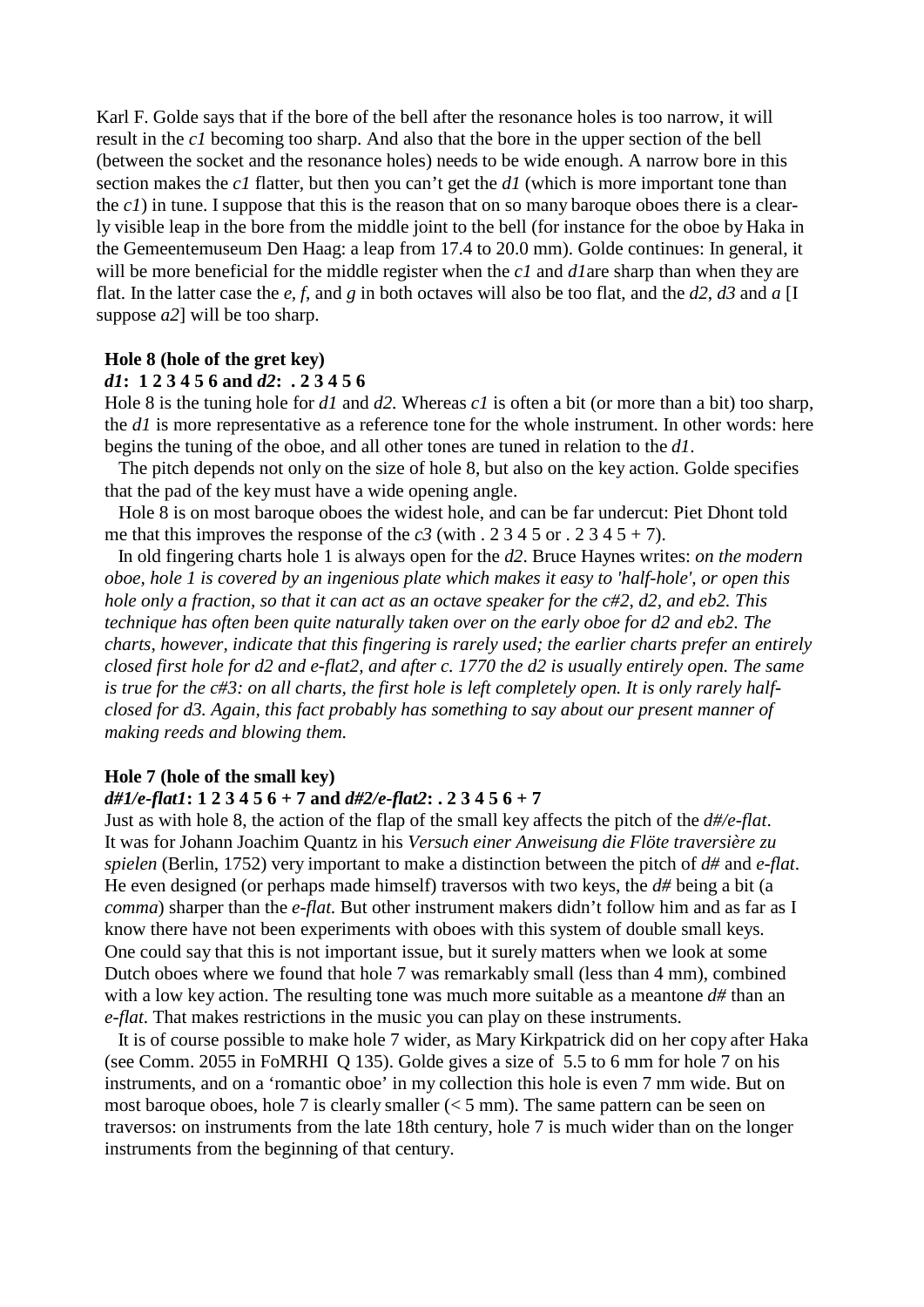Karl F. Golde says that if the bore of the bell after the resonance holes is too narrow, it will result in the *c1* becoming too sharp. And also that the bore in the upper section of the bell (between the socket and the resonance holes) needs to be wide enough. A narrow bore in this section makes the *c1* flatter, but then you can't get the *d1* (which is more important tone than the *c1*) in tune. I suppose that this is the reason that on so many baroque oboes there is a clearly visible leap in the bore from the middle joint to the bell (for instance for the oboe by Haka in the Gemeentemuseum Den Haag: a leap from 17.4 to 20.0 mm). Golde continues: In general, it will be more beneficial for the middle register when the *c1* and *d1*are sharp than when they are flat. In the latter case the *e, f,* and *g* in both octaves will also be too flat, and the *d2*, *d3* and *a* [I suppose *a2*] will be too sharp.

**Hole 8 (hole of the gret key)**

***d1*: 1 2 3 4 5 6 and *d2*: . 2 3 4 5 6**

Hole 8 is the tuning hole for *d1* and *d2.* Whereas *c1* is often a bit (or more than a bit) too sharp, the *d1* is more representative as a reference tone for the whole instrument. In other words: here begins the tuning of the oboe, and all other tones are tuned in relation to the *d1*.

The pitch depends not only on the size of hole 8, but also on the key action. Golde specifies that the pad of the key must have a wide opening angle.

Hole 8 is on most baroque oboes the widest hole, and can be far undercut: Piet Dhont told me that this improves the response of the *c3* (with . 2 3 4 5 or . 2 3 4 5 + 7).

In old fingering charts hole 1 is always open for the *d2*. Bruce Haynes writes: *on the modern oboe, hole 1 is covered by an ingenious plate which makes it easy to 'half-hole', or open this hole only a fraction, so that it can act as an octave speaker for the c#2, d2, and eb2. This technique has often been quite naturally taken over on the early oboe for d2 and eb2. The charts, however, indicate that this fingering is rarely used; the earlier charts prefer an entirely closed first hole for d2 and e-flat2, and after c. 1770 the d2 is usually entirely open. The same is true for the c#3: on all charts, the first hole is left completely open. It is only rarely half-closed for d3. Again, this fact probably has something to say about our present manner of making reeds and blowing them.*

**Hole 7 (hole of the small key)**

***d#1/e-flat1*: 1 2 3 4 5 6 + 7 and *d#2/e-flat2*: . 2 3 4 5 6 + 7**

Just as with hole 8, the action of the flap of the small key affects the pitch of the *d#/e-flat*. It was for Johann Joachim Quantz in his *Versuch einer Anweisung die Flöte traversière zu spielen* (Berlin, 1752) very important to make a distinction between the pitch of *d#* and *e-flat*. He even designed (or perhaps made himself) traversos with two keys, the *d#* being a bit (a *comma*) sharper than the *e-flat.* But other instrument makers didn't follow him and as far as I know there have not been experiments with oboes with this system of double small keys. One could say that this is not important issue, but it surely matters when we look at some Dutch oboes where we found that hole 7 was remarkably small (less than 4 mm), combined with a low key action. The resulting tone was much more suitable as a meantone *d#* than an *e-flat*. That makes restrictions in the music you can play on these instruments.

It is of course possible to make hole 7 wider, as Mary Kirkpatrick did on her copy after Haka (see Comm. 2055 in FoMRHI Q 135). Golde gives a size of 5.5 to 6 mm for hole 7 on his instruments, and on a 'romantic oboe' in my collection this hole is even 7 mm wide. But on most baroque oboes, hole 7 is clearly smaller (< 5 mm). The same pattern can be seen on traversos: on instruments from the late 18th century, hole 7 is much wider than on the longer instruments from the beginning of that century.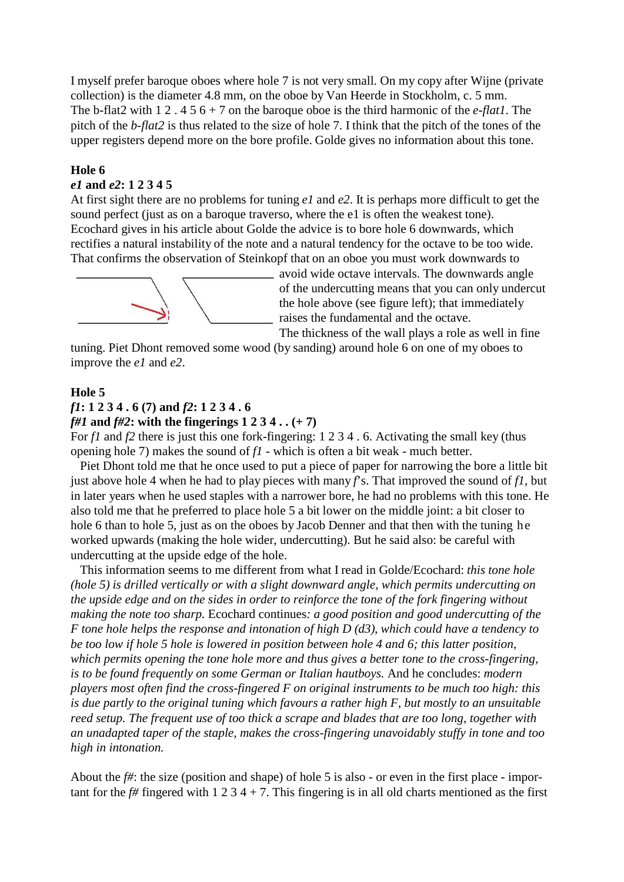I myself prefer baroque oboes where hole 7 is not very small. On my copy after Wijne (private collection) is the diameter 4.8 mm, on the oboe by Van Heerde in Stockholm, c. 5 mm.
The b-flat2 with 1 2 . 4 5 6 + 7 on the baroque oboe is the third harmonic of the *e-flat1*. The pitch of the *b-flat2* is thus related to the size of hole 7. I think that the pitch of the tones of the upper registers depend more on the bore profile. Golde gives no information about this tone.

**Hole 6**

***e1* and *e2*: 1 2 3 4 5**

At first sight there are no problems for tuning *e1* and *e2*. It is perhaps more difficult to get the sound perfect (just as on a baroque traverso, where the e1 is often the weakest tone).
Ecochard gives in his article about Golde the advice is to bore hole 6 downwards, which rectifies a natural instability of the note and a natural tendency for the octave to be too wide.
That confirms the observation of Steinkopf that on an oboe you must work downwards to avoid wide octave intervals. The downwards angle of the undercutting means that you can only undercut the hole above (see figure left); that immediately raises the fundamental and the octave.
The thickness of the wall plays a role as well in fine tuning. Piet Dhont removed some wood (by sanding) around hole 6 on one of my oboes to improve the *e1* and *e2*.

**Hole 5**

***f1*: 1 2 3 4 . 6 (7) and *f2*: 1 2 3 4 . 6**

***f#1* and *f#2*: with the fingerings 1 2 3 4 . . (+ 7)**

For *f1* and *f2* there is just this one fork-fingering: 1 2 3 4 . 6. Activating the small key (thus opening hole 7) makes the sound of *f1* - which is often a bit weak - much better.

Piet Dhont told me that he once used to put a piece of paper for narrowing the bore a little bit just above hole 4 when he had to play pieces with many *f*'s. That improved the sound of *f1*, but in later years when he used staples with a narrower bore, he had no problems with this tone. He also told me that he preferred to place hole 5 a bit lower on the middle joint: a bit closer to hole 6 than to hole 5, just as on the oboes by Jacob Denner and that then with the tuning he worked upwards (making the hole wider, undercutting). But he said also: be careful with undercutting at the upside edge of the hole.

This information seems to me different from what I read in Golde/Ecochard: *this tone hole (hole 5) is drilled vertically or with a slight downward angle, which permits undercutting on the upside edge and on the sides in order to reinforce the tone of the fork fingering without making the note too sharp.* Ecochard continues*: a good position and good undercutting of the F tone hole helps the response and intonation of high D (d3), which could have a tendency to be too low if hole 5 hole is lowered in position between hole 4 and 6; this latter position, which permits opening the tone hole more and thus gives a better tone to the cross-fingering, is to be found frequently on some German or Italian hautboys.* And he concludes: *modern players most often find the cross-fingered F on original instruments to be much too high: this is due partly to the original tuning which favours a rather high F, but mostly to an unsuitable reed setup. The frequent use of too thick a scrape and blades that are too long, together with an unadapted taper of the staple, makes the cross-fingering unavoidably stuffy in tone and too high in intonation.*

About the *f#*: the size (position and shape) of hole 5 is also - or even in the first place - important for the *f#* fingered with 1 2 3 4 + 7. This fingering is in all old charts mentioned as the first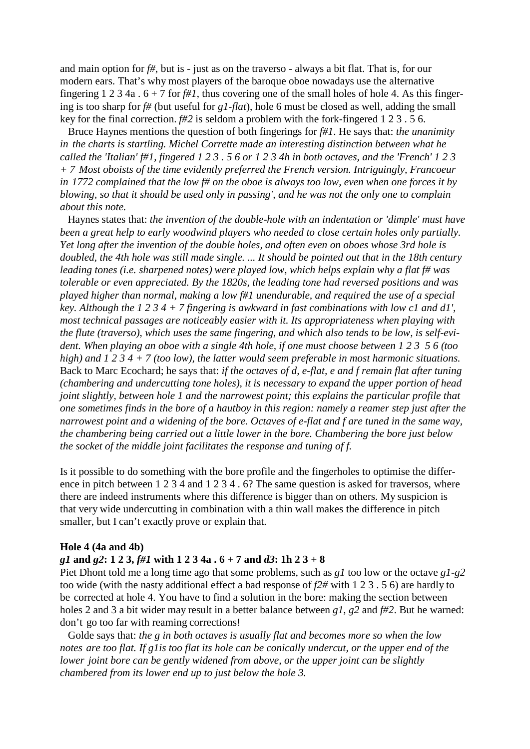and main option for *f#*, but is - just as on the traverso - always a bit flat. That is, for our modern ears. That's why most players of the baroque oboe nowadays use the alternative fingering 1 2 3 4a . 6 + 7 for *f#1*, thus covering one of the small holes of hole 4. As this fingering is too sharp for *f#* (but useful for *g1-flat*), hole 6 must be closed as well, adding the small key for the final correction. *f#2* is seldom a problem with the fork-fingered 1 2 3 . 5 6.

Bruce Haynes mentions the question of both fingerings for *f#1*. He says that: *the unanimity in the charts is startling. Michel Corrette made an interesting distinction between what he called the 'Italian' f#1, fingered 1 2 3 . 5 6 or 1 2 3 4h in both octaves, and the 'French' 1 2 3 + 7 Most oboists of the time evidently preferred the French version. Intriguingly, Francoeur in 1772 complained that the low f# on the oboe is always too low, even when one forces it by blowing, so that it should be used only in passing', and he was not the only one to complain about this note.*

Haynes states that: *the invention of the double-hole with an indentation or 'dimple' must have been a great help to early woodwind players who needed to close certain holes only partially. Yet long after the invention of the double holes, and often even on oboes whose 3rd hole is doubled, the 4th hole was still made single. ... It should be pointed out that in the 18th century leading tones (i.e. sharpened notes) were played low, which helps explain why a flat f# was tolerable or even appreciated. By the 1820s, the leading tone had reversed positions and was played higher than normal, making a low f#1 unendurable, and required the use of a special key. Although the 1 2 3 4 + 7 fingering is awkward in fast combinations with low c1 and d1', most technical passages are noticeably easier with it. Its appropriateness when playing with the flute (traverso), which uses the same fingering, and which also tends to be low, is self-evident. When playing an oboe with a single 4th hole, if one must choose between 1 2 3 5 6 (too high) and 1 2 3 4 + 7 (too low), the latter would seem preferable in most harmonic situations.* Back to Marc Ecochard; he says that: *if the octaves of d, e-flat, e and f remain flat after tuning (chambering and undercutting tone holes), it is necessary to expand the upper portion of head joint slightly, between hole 1 and the narrowest point; this explains the particular profile that one sometimes finds in the bore of a hautboy in this region: namely a reamer step just after the narrowest point and a widening of the bore. Octaves of e-flat and f are tuned in the same way, the chambering being carried out a little lower in the bore. Chambering the bore just below the socket of the middle joint facilitates the response and tuning of f.*

Is it possible to do something with the bore profile and the fingerholes to optimise the difference in pitch between 1 2 3 4 and 1 2 3 4 . 6? The same question is asked for traversos, where there are indeed instruments where this difference is bigger than on others. My suspicion is that very wide undercutting in combination with a thin wall makes the difference in pitch smaller, but I can't exactly prove or explain that.

**Hole 4 (4a and 4b)**

***g1* and *g2*: 1 2 3, *f#1* with 1 2 3 4a . 6 + 7 and *d3*: 1h 2 3 + 8**

Piet Dhont told me a long time ago that some problems, such as *g1* too low or the octave *g1-g2* too wide (with the nasty additional effect a bad response of *f2#* with 1 2 3 . 5 6) are hardly to be corrected at hole 4. You have to find a solution in the bore: making the section between holes 2 and 3 a bit wider may result in a better balance between *g1*, *g2* and *f#2*. But he warned: don't go too far with reaming corrections!

Golde says that: *the g in both octaves is usually flat and becomes more so when the low notes are too flat. If g1is too flat its hole can be conically undercut, or the upper end of the lower joint bore can be gently widened from above, or the upper joint can be slightly chambered from its lower end up to just below the hole 3.*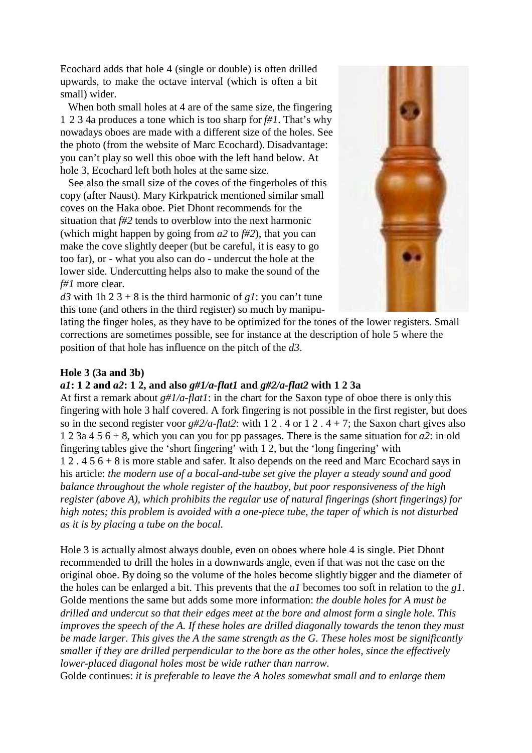Ecochard adds that hole 4 (single or double) is often drilled upwards, to make the octave interval (which is often a bit small) wider.

When both small holes at 4 are of the same size, the fingering 1 2 3 4a produces a tone which is too sharp for *f#1*. That's why nowadays oboes are made with a different size of the holes. See the photo (from the website of Marc Ecochard). Disadvantage: you can't play so well this oboe with the left hand below. At hole 3, Ecochard left both holes at the same size.

See also the small size of the coves of the fingerholes of this copy (after Naust). Mary Kirkpatrick mentioned similar small coves on the Haka oboe. Piet Dhont recommends for the situation that *f#2* tends to overblow into the next harmonic (which might happen by going from *a2* to *f#2*), that you can make the cove slightly deeper (but be careful, it is easy to go too far), or - what you also can do - undercut the hole at the lower side. Undercutting helps also to make the sound of the *f#1* more clear.

*d3* with 1h 2 3 + 8 is the third harmonic of *g1*: you can't tune this tone (and others in the third register) so much by manipulating the finger holes, as they have to be optimized for the tones of the lower registers. Small corrections are sometimes possible, see for instance at the description of hole 5 where the position of that hole has influence on the pitch of the *d3*.

**Hole 3 (3a and 3b)**

***a1*: 1 2 and *a2*: 1 2, and also *g#1/a-flat1* and *g#2/a-flat2* with 1 2 3a**

At first a remark about *g#1/a-flat1*: in the chart for the Saxon type of oboe there is only this fingering with hole 3 half covered. A fork fingering is not possible in the first register, but does so in the second register voor *g#2/a-flat2*: with 1 2 . 4 or 1 2 . 4 + 7; the Saxon chart gives also 1 2 3a 4 5 6 + 8, which you can you for pp passages. There is the same situation for *a2*: in old fingering tables give the 'short fingering' with 1 2, but the 'long fingering' with 1 2 . 4 5 6 + 8 is more stable and safer. It also depends on the reed and Marc Ecochard says in his article: *the modern use of a bocal-and-tube set give the player a steady sound and good balance throughout the whole register of the hautboy, but poor responsiveness of the high register (above A), which prohibits the regular use of natural fingerings (short fingerings) for high notes; this problem is avoided with a one-piece tube, the taper of which is not disturbed as it is by placing a tube on the bocal.*

Hole 3 is actually almost always double, even on oboes where hole 4 is single. Piet Dhont recommended to drill the holes in a downwards angle, even if that was not the case on the original oboe. By doing so the volume of the holes become slightly bigger and the diameter of the holes can be enlarged a bit. This prevents that the *a1* becomes too soft in relation to the *g1*. Golde mentions the same but adds some more information: *the double holes for A must be drilled and undercut so that their edges meet at the bore and almost form a single hole. This improves the speech of the A. If these holes are drilled diagonally towards the tenon they must be made larger. This gives the A the same strength as the G. These holes most be significantly smaller if they are drilled perpendicular to the bore as the other holes, since the effectively lower-placed diagonal holes most be wide rather than narrow.*

Golde continues: *it is preferable to leave the A holes somewhat small and to enlarge them*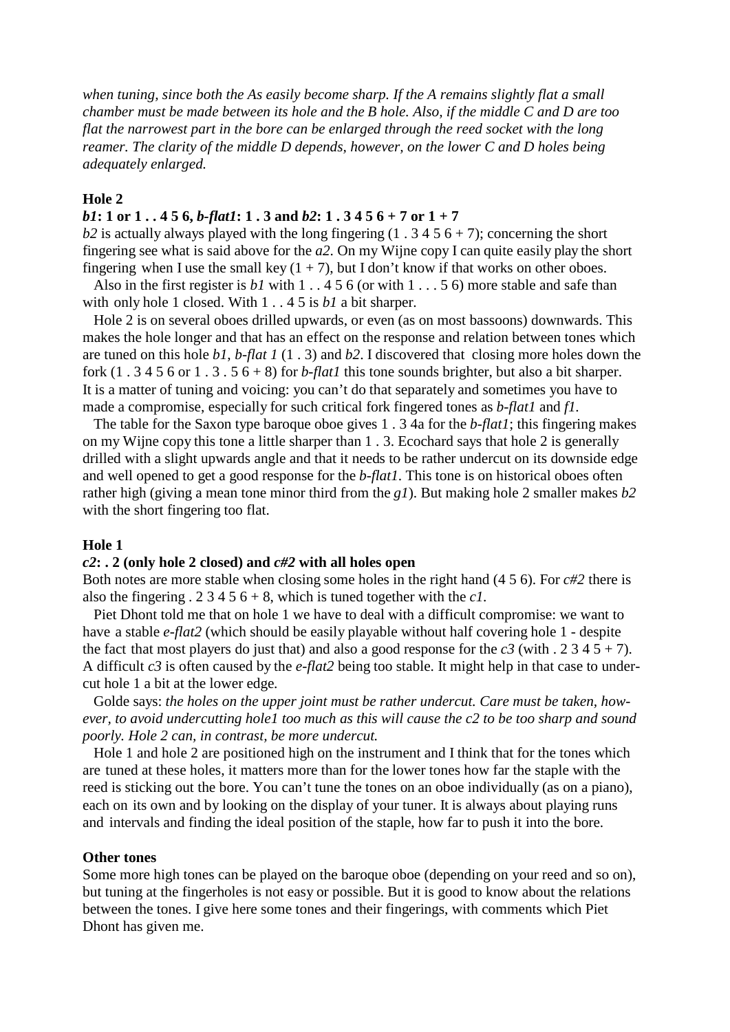*when tuning, since both the As easily become sharp. If the A remains slightly flat a small chamber must be made between its hole and the B hole. Also, if the middle C and D are too flat the narrowest part in the bore can be enlarged through the reed socket with the long reamer. The clarity of the middle D depends, however, on the lower C and D holes being adequately enlarged.*

### Hole 2

**_b1_: 1 or 1 . . 4 5 6, _b-flat1_: 1 . 3 and _b2_: 1 . 3 4 5 6 + 7 or 1 + 7**

*b2* is actually always played with the long fingering (1 . 3 4 5 6 + 7); concerning the short fingering see what is said above for the *a2*. On my Wijne copy I can quite easily play the short fingering when I use the small key (1 + 7), but I don't know if that works on other oboes.

Also in the first register is *b1* with 1 . . 4 5 6 (or with 1 . . . 5 6) more stable and safe than with only hole 1 closed. With 1 . . 4 5 is *b1* a bit sharper.

Hole 2 is on several oboes drilled upwards, or even (as on most bassoons) downwards. This makes the hole longer and that has an effect on the response and relation between tones which are tuned on this hole *b1*, *b-flat 1* (1 . 3) and *b2*. I discovered that closing more holes down the fork (1 . 3 4 5 6 or 1 . 3 . 5 6 + 8) for *b-flat1* this tone sounds brighter, but also a bit sharper. It is a matter of tuning and voicing: you can't do that separately and sometimes you have to made a compromise, especially for such critical fork fingered tones as *b-flat1* and *f1*.

The table for the Saxon type baroque oboe gives 1 . 3 4a for the *b-flat1*; this fingering makes on my Wijne copy this tone a little sharper than 1 . 3. Ecochard says that hole 2 is generally drilled with a slight upwards angle and that it needs to be rather undercut on its downside edge and well opened to get a good response for the *b-flat1*. This tone is on historical oboes often rather high (giving a mean tone minor third from the *g1*). But making hole 2 smaller makes *b2* with the short fingering too flat.

### Hole 1

**_c2_: . 2 (only hole 2 closed) and _c#2_ with all holes open**

Both notes are more stable when closing some holes in the right hand (4 5 6). For *c#2* there is also the fingering . 2 3 4 5 6 + 8, which is tuned together with the *c1*.

Piet Dhont told me that on hole 1 we have to deal with a difficult compromise: we want to have a stable *e-flat2* (which should be easily playable without half covering hole 1 - despite the fact that most players do just that) and also a good response for the *c3* (with . 2 3 4 5 + 7). A difficult *c3* is often caused by the *e-flat2* being too stable. It might help in that case to undercut hole 1 a bit at the lower edge.

Golde says: *the holes on the upper joint must be rather undercut. Care must be taken, however, to avoid undercutting hole1 too much as this will cause the c2 to be too sharp and sound poorly. Hole 2 can, in contrast, be more undercut.*

Hole 1 and hole 2 are positioned high on the instrument and I think that for the tones which are tuned at these holes, it matters more than for the lower tones how far the staple with the reed is sticking out the bore. You can't tune the tones on an oboe individually (as on a piano), each on its own and by looking on the display of your tuner. It is always about playing runs and intervals and finding the ideal position of the staple, how far to push it into the bore.

### Other tones

Some more high tones can be played on the baroque oboe (depending on your reed and so on), but tuning at the fingerholes is not easy or possible. But it is good to know about the relations between the tones. I give here some tones and their fingerings, with comments which Piet Dhont has given me.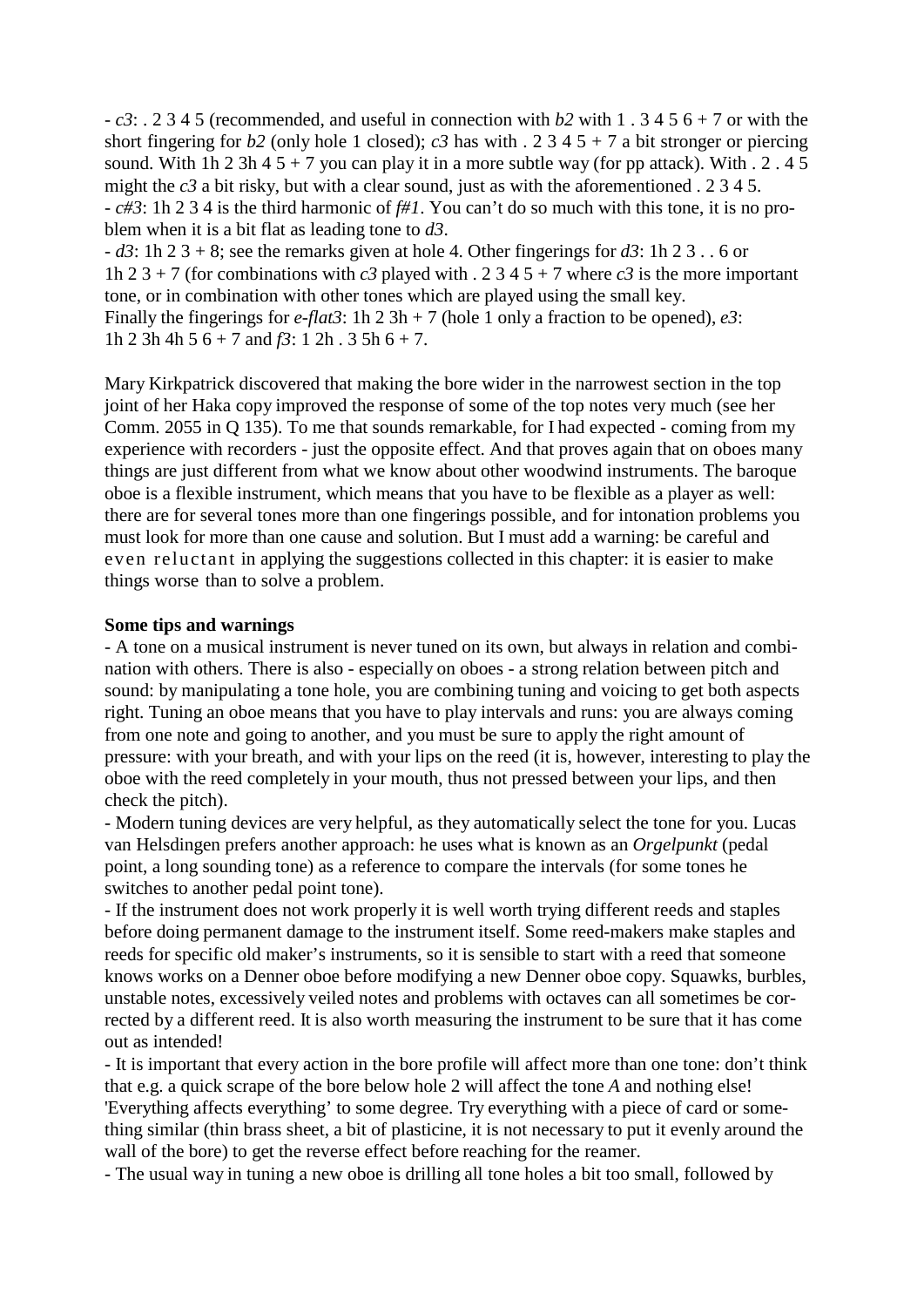- *c3*: . 2 3 4 5 (recommended, and useful in connection with *b2* with 1 . 3 4 5 6 + 7 or with the short fingering for *b2* (only hole 1 closed); *c3* has with . 2 3 4 5 + 7 a bit stronger or piercing sound. With 1h 2 3h 4 5 + 7 you can play it in a more subtle way (for pp attack). With . 2 . 4 5 might the *c3* a bit risky, but with a clear sound, just as with the aforementioned . 2 3 4 5.
- *c#3*: 1h 2 3 4 is the third harmonic of *f#1*. You can't do so much with this tone, it is no problem when it is a bit flat as leading tone to *d3*.
- *d3*: 1h 2 3 + 8; see the remarks given at hole 4. Other fingerings for *d3*: 1h 2 3 . . 6 or 1h 2 3 + 7 (for combinations with *c3* played with . 2 3 4 5 + 7 where *c3* is the more important tone, or in combination with other tones which are played using the small key.
Finally the fingerings for *e-flat3*: 1h 2 3h + 7 (hole 1 only a fraction to be opened), *e3*: 1h 2 3h 4h 5 6 + 7 and *f3*: 1 2h . 3 5h 6 + 7.

Mary Kirkpatrick discovered that making the bore wider in the narrowest section in the top joint of her Haka copy improved the response of some of the top notes very much (see her Comm. 2055 in Q 135). To me that sounds remarkable, for I had expected - coming from my experience with recorders - just the opposite effect. And that proves again that on oboes many things are just different from what we know about other woodwind instruments. The baroque oboe is a flexible instrument, which means that you have to be flexible as a player as well: there are for several tones more than one fingerings possible, and for intonation problems you must look for more than one cause and solution. But I must add a warning: be careful and even reluctant in applying the suggestions collected in this chapter: it is easier to make things worse than to solve a problem.

**Some tips and warnings**

- A tone on a musical instrument is never tuned on its own, but always in relation and combination with others. There is also - especially on oboes - a strong relation between pitch and sound: by manipulating a tone hole, you are combining tuning and voicing to get both aspects right. Tuning an oboe means that you have to play intervals and runs: you are always coming from one note and going to another, and you must be sure to apply the right amount of pressure: with your breath, and with your lips on the reed (it is, however, interesting to play the oboe with the reed completely in your mouth, thus not pressed between your lips, and then check the pitch).
- Modern tuning devices are very helpful, as they automatically select the tone for you. Lucas van Helsdingen prefers another approach: he uses what is known as an *Orgelpunkt* (pedal point, a long sounding tone) as a reference to compare the intervals (for some tones he switches to another pedal point tone).
- If the instrument does not work properly it is well worth trying different reeds and staples before doing permanent damage to the instrument itself. Some reed-makers make staples and reeds for specific old maker's instruments, so it is sensible to start with a reed that someone knows works on a Denner oboe before modifying a new Denner oboe copy. Squawks, burbles, unstable notes, excessively veiled notes and problems with octaves can all sometimes be corrected by a different reed. It is also worth measuring the instrument to be sure that it has come out as intended!
- It is important that every action in the bore profile will affect more than one tone: don't think that e.g. a quick scrape of the bore below hole 2 will affect the tone *A* and nothing else! 'Everything affects everything' to some degree. Try everything with a piece of card or something similar (thin brass sheet, a bit of plasticine, it is not necessary to put it evenly around the wall of the bore) to get the reverse effect before reaching for the reamer.
- The usual way in tuning a new oboe is drilling all tone holes a bit too small, followed by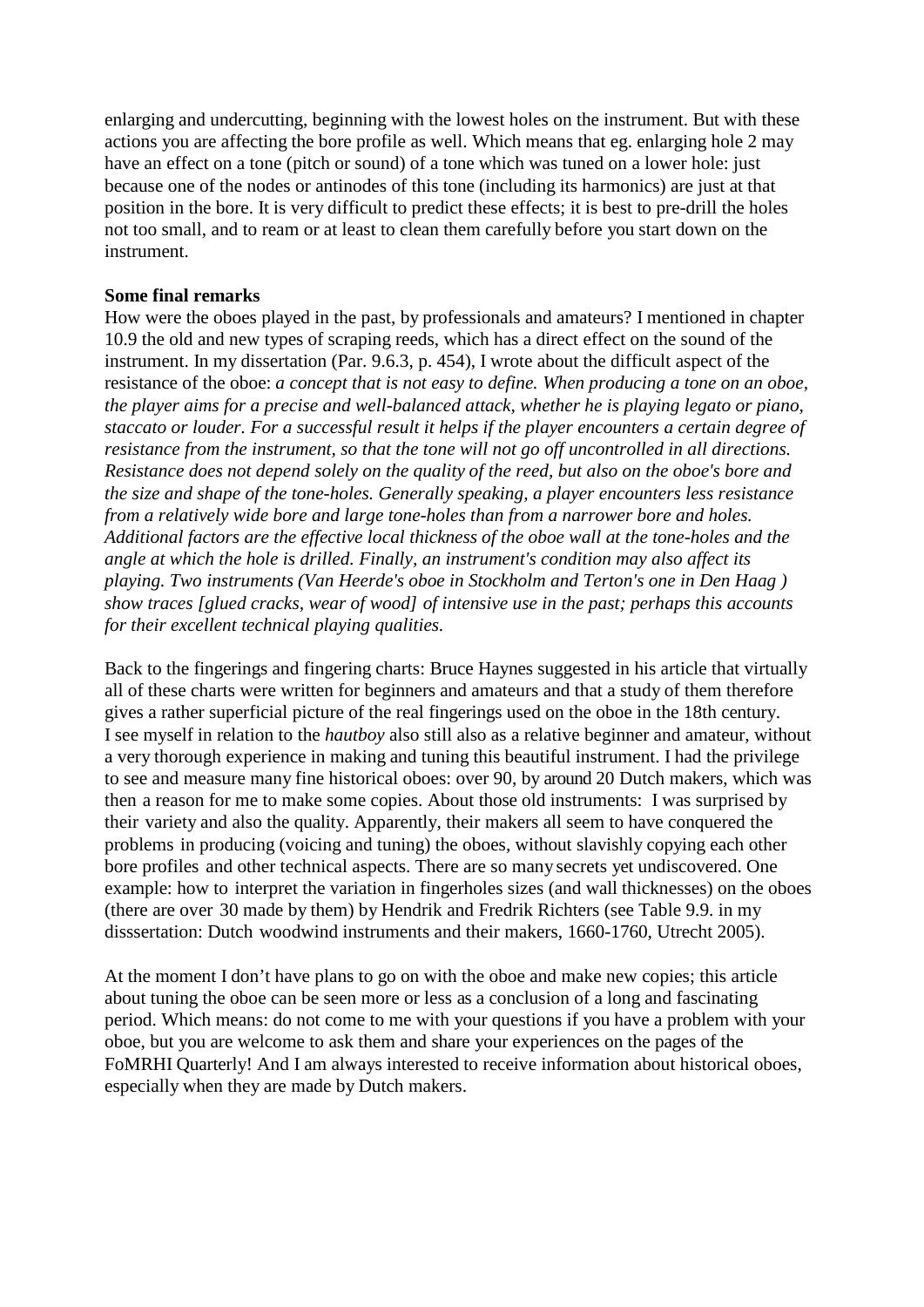enlarging and undercutting, beginning with the lowest holes on the instrument. But with these actions you are affecting the bore profile as well. Which means that eg. enlarging hole 2 may have an effect on a tone (pitch or sound) of a tone which was tuned on a lower hole: just because one of the nodes or antinodes of this tone (including its harmonics) are just at that position in the bore. It is very difficult to predict these effects; it is best to pre-drill the holes not too small, and to ream or at least to clean them carefully before you start down on the instrument.

**Some final remarks**

How were the oboes played in the past, by professionals and amateurs? I mentioned in chapter 10.9 the old and new types of scraping reeds, which has a direct effect on the sound of the instrument. In my dissertation (Par. 9.6.3, p. 454), I wrote about the difficult aspect of the resistance of the oboe: *a concept that is not easy to define. When producing a tone on an oboe, the player aims for a precise and well-balanced attack, whether he is playing legato or piano, staccato or louder. For a successful result it helps if the player encounters a certain degree of resistance from the instrument, so that the tone will not go off uncontrolled in all directions. Resistance does not depend solely on the quality of the reed, but also on the oboe's bore and the size and shape of the tone-holes. Generally speaking, a player encounters less resistance from a relatively wide bore and large tone-holes than from a narrower bore and holes. Additional factors are the effective local thickness of the oboe wall at the tone-holes and the angle at which the hole is drilled. Finally, an instrument's condition may also affect its playing. Two instruments (Van Heerde's oboe in Stockholm and Terton's one in Den Haag ) show traces [glued cracks, wear of wood] of intensive use in the past; perhaps this accounts for their excellent technical playing qualities.*

Back to the fingerings and fingering charts: Bruce Haynes suggested in his article that virtually all of these charts were written for beginners and amateurs and that a study of them therefore gives a rather superficial picture of the real fingerings used on the oboe in the 18th century. I see myself in relation to the *hautboy* also still also as a relative beginner and amateur, without a very thorough experience in making and tuning this beautiful instrument. I had the privilege to see and measure many fine historical oboes: over 90, by around 20 Dutch makers, which was then a reason for me to make some copies. About those old instruments: I was surprised by their variety and also the quality. Apparently, their makers all seem to have conquered the problems in producing (voicing and tuning) the oboes, without slavishly copying each other bore profiles and other technical aspects. There are so many secrets yet undiscovered. One example: how to interpret the variation in fingerholes sizes (and wall thicknesses) on the oboes (there are over 30 made by them) by Hendrik and Fredrik Richters (see Table 9.9. in my disssertation: Dutch woodwind instruments and their makers, 1660-1760, Utrecht 2005).

At the moment I don't have plans to go on with the oboe and make new copies; this article about tuning the oboe can be seen more or less as a conclusion of a long and fascinating period. Which means: do not come to me with your questions if you have a problem with your oboe, but you are welcome to ask them and share your experiences on the pages of the FoMRHI Quarterly! And I am always interested to receive information about historical oboes, especially when they are made by Dutch makers.